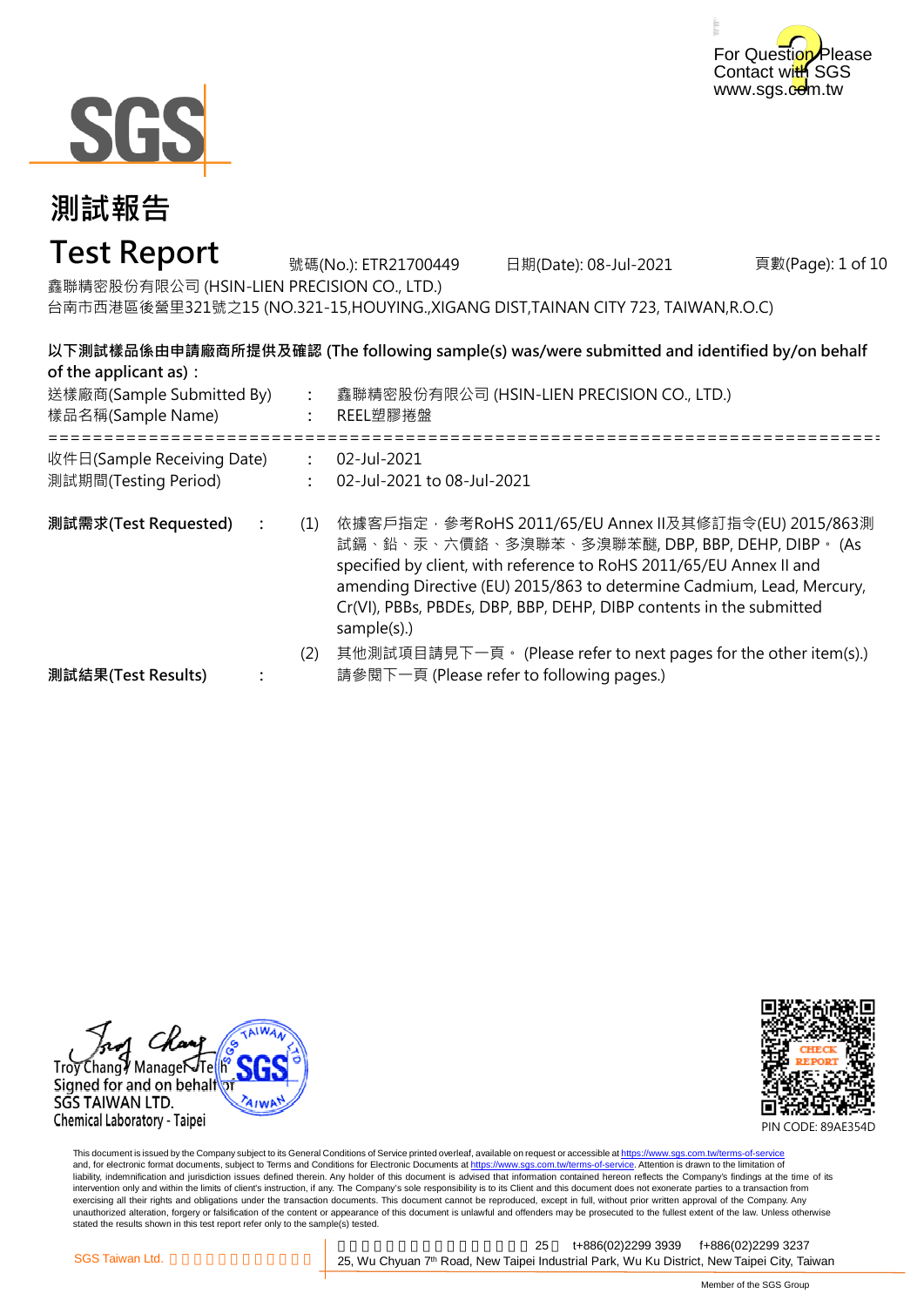For Question Please Contact with SGS
www.sgs.com.tw

# 測試報告

# Test Report

號碼(No.): ETR21700449　　日期(Date): 08-Jul-2021　　頁數(Page): 1 of 10

鑫聯精密股份有限公司 (HSIN-LIEN PRECISION CO., LTD.)

台南市西港區後營里321號之15 (NO.321-15,HOUYING.,XIGANG DIST,TAINAN CITY 723, TAIWAN,R.O.C)

**以下測試樣品係由申請廠商所提供及確認 (The following sample(s) was/were submitted and identified by/on behalf of the applicant as)：**

送樣廠商(Sample Submitted By)　:　鑫聯精密股份有限公司 (HSIN-LIEN PRECISION CO., LTD.)

樣品名稱(Sample Name)　:　REEL塑膠捲盤

==========================================================================

收件日(Sample Receiving Date)　:　02-Jul-2021

測試期間(Testing Period)　:　02-Jul-2021 to 08-Jul-2021

**測試需求(Test Requested)**　:

(1) 依據客戶指定，參考RoHS 2011/65/EU Annex II及其修訂指令(EU) 2015/863測試鎘、鉛、汞、六價鉻、多溴聯苯、多溴聯苯醚, DBP, BBP, DEHP, DIBP。 (As specified by client, with reference to RoHS 2011/65/EU Annex II and amending Directive (EU) 2015/863 to determine Cadmium, Lead, Mercury, Cr(VI), PBBs, PBDEs, DBP, BBP, DEHP, DIBP contents in the submitted sample(s).)

(2) 其他測試項目請見下一頁。 (Please refer to next pages for the other item(s).)

**測試結果(Test Results)**　:　請參閱下一頁 (Please refer to following pages.)

Troy Chang / Manager - Tech
Signed for and on behalf of
SGS TAIWAN LTD.
Chemical Laboratory - Taipei

PIN CODE: 89AE354D

This document is issued by the Company subject to its General Conditions of Service printed overleaf, available on request or accessible at https://www.sgs.com.tw/terms-of-service and, for electronic format documents, subject to Terms and Conditions for Electronic Documents at https://www.sgs.com.tw/terms-of-service. Attention is drawn to the limitation of liability, indemnification and jurisdiction issues defined therein. Any holder of this document is advised that information contained hereon reflects the Company's findings at the time of its intervention only and within the limits of client's instruction, if any. The Company's sole responsibility is to its Client and this document does not exonerate parties to a transaction from exercising all their rights and obligations under the transaction documents. This document cannot be reproduced, except in full, without prior written approval of the Company. Any unauthorized alteration, forgery or falsification of the content or appearance of this document is unlawful and offenders may be prosecuted to the fullest extent of the law. Unless otherwise stated the results shown in this test report refer only to the sample(s) tested.

SGS Taiwan Ltd.　25　t+886(02)2299 3939　f+886(02)2299 3237
25, Wu Chyuan 7th Road, New Taipei Industrial Park, Wu Ku District, New Taipei City, Taiwan

Member of the SGS Group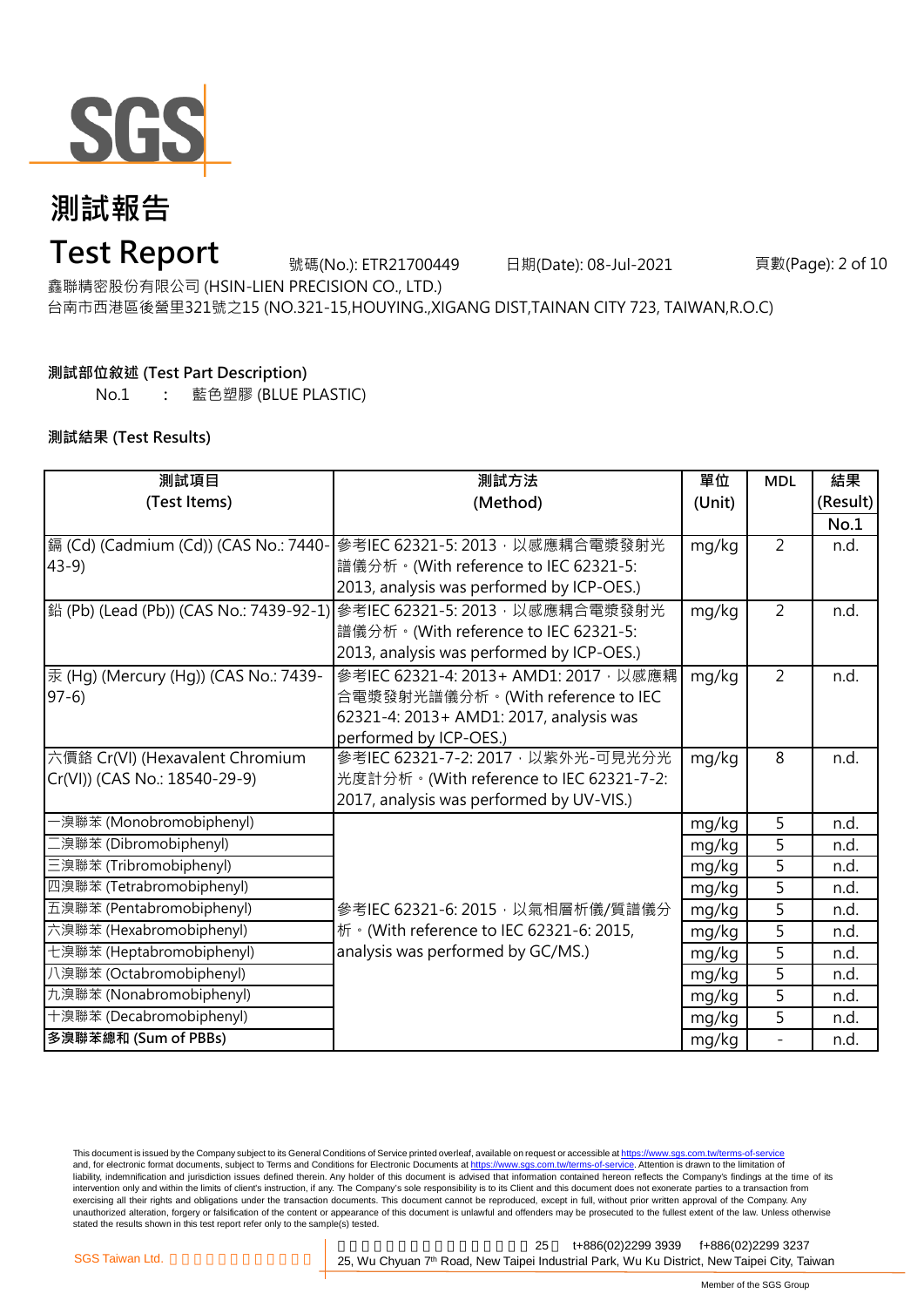# 測試報告

# Test Report

號碼(No.): ETR21700449　　日期(Date): 08-Jul-2021

鑫聯精密股份有限公司 (HSIN-LIEN PRECISION CO., LTD.)

台南市西港區後營里321號之15 (NO.321-15,HOUYING.,XIGANG DIST,TAINAN CITY 723, TAIWAN,R.O.C)

**測試部位敘述 (Test Part Description)**

No.1　:　藍色塑膠 (BLUE PLASTIC)

**測試結果 (Test Results)**

| 測試項目 (Test Items) | 測試方法 (Method) | 單位 (Unit) | MDL | 結果 (Result) No.1 |
|---|---|---|---|---|
| 鎘 (Cd) (Cadmium (Cd)) (CAS No.: 7440-43-9) | 參考IEC 62321-5: 2013，以感應耦合電漿發射光譜儀分析。(With reference to IEC 62321-5: 2013, analysis was performed by ICP-OES.) | mg/kg | 2 | n.d. |
| 鉛 (Pb) (Lead (Pb)) (CAS No.: 7439-92-1) | 參考IEC 62321-5: 2013，以感應耦合電漿發射光譜儀分析。(With reference to IEC 62321-5: 2013, analysis was performed by ICP-OES.) | mg/kg | 2 | n.d. |
| 汞 (Hg) (Mercury (Hg)) (CAS No.: 7439-97-6) | 參考IEC 62321-4: 2013+ AMD1: 2017，以感應耦合電漿發射光譜儀分析。(With reference to IEC 62321-4: 2013+ AMD1: 2017, analysis was performed by ICP-OES.) | mg/kg | 2 | n.d. |
| 六價鉻 Cr(VI) (Hexavalent Chromium Cr(VI)) (CAS No.: 18540-29-9) | 參考IEC 62321-7-2: 2017，以紫外光-可見光分光光度計分析。(With reference to IEC 62321-7-2: 2017, analysis was performed by UV-VIS.) | mg/kg | 8 | n.d. |
| 一溴聯苯 (Monobromobiphenyl) | 參考IEC 62321-6: 2015，以氣相層析儀/質譜儀分析。(With reference to IEC 62321-6: 2015, analysis was performed by GC/MS.) | mg/kg | 5 | n.d. |
| 二溴聯苯 (Dibromobiphenyl) | | mg/kg | 5 | n.d. |
| 三溴聯苯 (Tribromobiphenyl) | | mg/kg | 5 | n.d. |
| 四溴聯苯 (Tetrabromobiphenyl) | | mg/kg | 5 | n.d. |
| 五溴聯苯 (Pentabromobiphenyl) | | mg/kg | 5 | n.d. |
| 六溴聯苯 (Hexabromobiphenyl) | | mg/kg | 5 | n.d. |
| 七溴聯苯 (Heptabromobiphenyl) | | mg/kg | 5 | n.d. |
| 八溴聯苯 (Octabromobiphenyl) | | mg/kg | 5 | n.d. |
| 九溴聯苯 (Nonabromobiphenyl) | | mg/kg | 5 | n.d. |
| 十溴聯苯 (Decabromobiphenyl) | | mg/kg | 5 | n.d. |
| **多溴聯苯總和 (Sum of PBBs)** | | mg/kg | - | n.d. |

This document is issued by the Company subject to its General Conditions of Service printed overleaf, available on request or accessible at https://www.sgs.com.tw/terms-of-service and, for electronic format documents, subject to Terms and Conditions for Electronic Documents at https://www.sgs.com.tw/terms-of-service. Attention is drawn to the limitation of liability, indemnification and jurisdiction issues defined therein. Any holder of this document is advised that information contained hereon reflects the Company's findings at the time of its intervention only and within the limits of client's instruction, if any. The Company's sole responsibility is to its Client and this document does not exonerate parties to a transaction from exercising all their rights and obligations under the transaction documents. This document cannot be reproduced, except in full, without prior written approval of the Company. Any unauthorized alteration, forgery or falsification of the content or appearance of this document is unlawful and offenders may be prosecuted to the fullest extent of the law. Unless otherwise stated the results shown in this test report refer only to the sample(s) tested.

SGS Taiwan Ltd. 25, Wu Chyuan 7th Road, New Taipei Industrial Park, Wu Ku District, New Taipei City, Taiwan t+886(02)2299 3939 f+886(02)2299 3237

Member of the SGS Group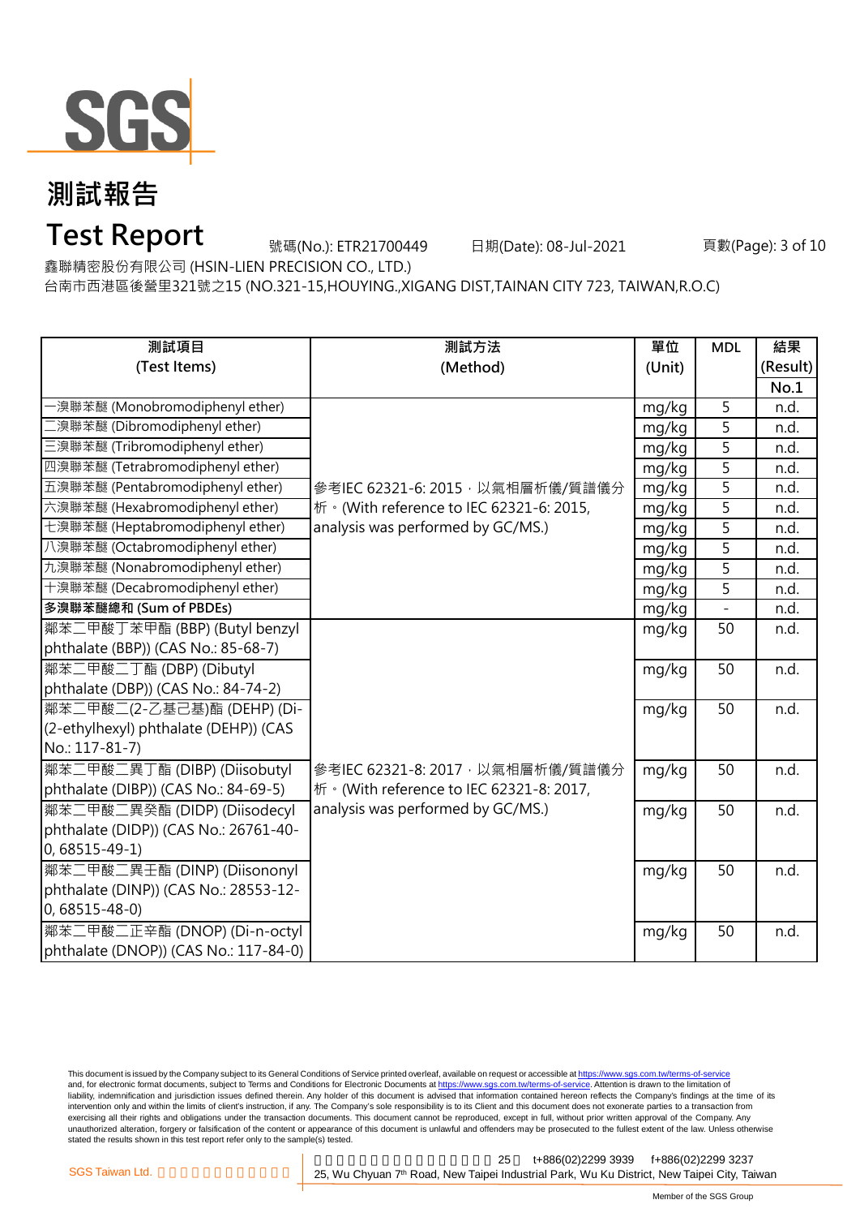# 測試報告

# Test Report

號碼(No.): ETR21700449　　日期(Date): 08-Jul-2021

鑫聯精密股份有限公司 (HSIN-LIEN PRECISION CO., LTD.)

台南市西港區後營里321號之15 (NO.321-15,HOUYING.,XIGANG DIST,TAINAN CITY 723, TAIWAN,R.O.C)

| 測試項目 (Test Items) | 測試方法 (Method) | 單位 (Unit) | MDL | 結果 (Result) No.1 |
|---|---|---|---|---|
| 一溴聯苯醚 (Monobromodiphenyl ether) | 參考IEC 62321-6: 2015，以氣相層析儀/質譜儀分析。(With reference to IEC 62321-6: 2015, analysis was performed by GC/MS.) | mg/kg | 5 | n.d. |
| 二溴聯苯醚 (Dibromodiphenyl ether) | | mg/kg | 5 | n.d. |
| 三溴聯苯醚 (Tribromodiphenyl ether) | | mg/kg | 5 | n.d. |
| 四溴聯苯醚 (Tetrabromodiphenyl ether) | | mg/kg | 5 | n.d. |
| 五溴聯苯醚 (Pentabromodiphenyl ether) | | mg/kg | 5 | n.d. |
| 六溴聯苯醚 (Hexabromodiphenyl ether) | | mg/kg | 5 | n.d. |
| 七溴聯苯醚 (Heptabromodiphenyl ether) | | mg/kg | 5 | n.d. |
| 八溴聯苯醚 (Octabromodiphenyl ether) | | mg/kg | 5 | n.d. |
| 九溴聯苯醚 (Nonabromodiphenyl ether) | | mg/kg | 5 | n.d. |
| 十溴聯苯醚 (Decabromodiphenyl ether) | | mg/kg | 5 | n.d. |
| **多溴聯苯醚總和 (Sum of PBDEs)** | | mg/kg | - | n.d. |
| 鄰苯二甲酸丁苯甲酯 (BBP) (Butyl benzyl phthalate (BBP)) (CAS No.: 85-68-7) | 參考IEC 62321-8: 2017，以氣相層析儀/質譜儀分析。(With reference to IEC 62321-8: 2017, analysis was performed by GC/MS.) | mg/kg | 50 | n.d. |
| 鄰苯二甲酸二丁酯 (DBP) (Dibutyl phthalate (DBP)) (CAS No.: 84-74-2) | | mg/kg | 50 | n.d. |
| 鄰苯二甲酸二(2-乙基己基)酯 (DEHP) (Di-(2-ethylhexyl) phthalate (DEHP)) (CAS No.: 117-81-7) | | mg/kg | 50 | n.d. |
| 鄰苯二甲酸二異丁酯 (DIBP) (Diisobutyl phthalate (DIBP)) (CAS No.: 84-69-5) | | mg/kg | 50 | n.d. |
| 鄰苯二甲酸二異癸酯 (DIDP) (Diisodecyl phthalate (DIDP)) (CAS No.: 26761-40-0, 68515-49-1) | | mg/kg | 50 | n.d. |
| 鄰苯二甲酸二異壬酯 (DINP) (Diisononyl phthalate (DINP)) (CAS No.: 28553-12-0, 68515-48-0) | | mg/kg | 50 | n.d. |
| 鄰苯二甲酸二正辛酯 (DNOP) (Di-n-octyl phthalate (DNOP)) (CAS No.: 117-84-0) | | mg/kg | 50 | n.d. |

This document is issued by the Company subject to its General Conditions of Service printed overleaf, available on request or accessible at https://www.sgs.com.tw/terms-of-service and, for electronic format documents, subject to Terms and Conditions for Electronic Documents at https://www.sgs.com.tw/terms-of-service. Attention is drawn to the limitation of liability, indemnification and jurisdiction issues defined therein. Any holder of this document is advised that information contained hereon reflects the Company's findings at the time of its intervention only and within the limits of client's instruction, if any. The Company's sole responsibility is to its Client and this document does not exonerate parties to a transaction from exercising all their rights and obligations under the transaction documents. This document cannot be reproduced, except in full, without prior written approval of the Company. Any unauthorized alteration, forgery or falsification of the content or appearance of this document is unlawful and offenders may be prosecuted to the fullest extent of the law. Unless otherwise stated the results shown in this test report refer only to the sample(s) tested.

SGS Taiwan Ltd. | 25 t+886(02)2299 3939 f+886(02)2299 3237 | 25, Wu Chyuan 7th Road, New Taipei Industrial Park, Wu Ku District, New Taipei City, Taiwan

Member of the SGS Group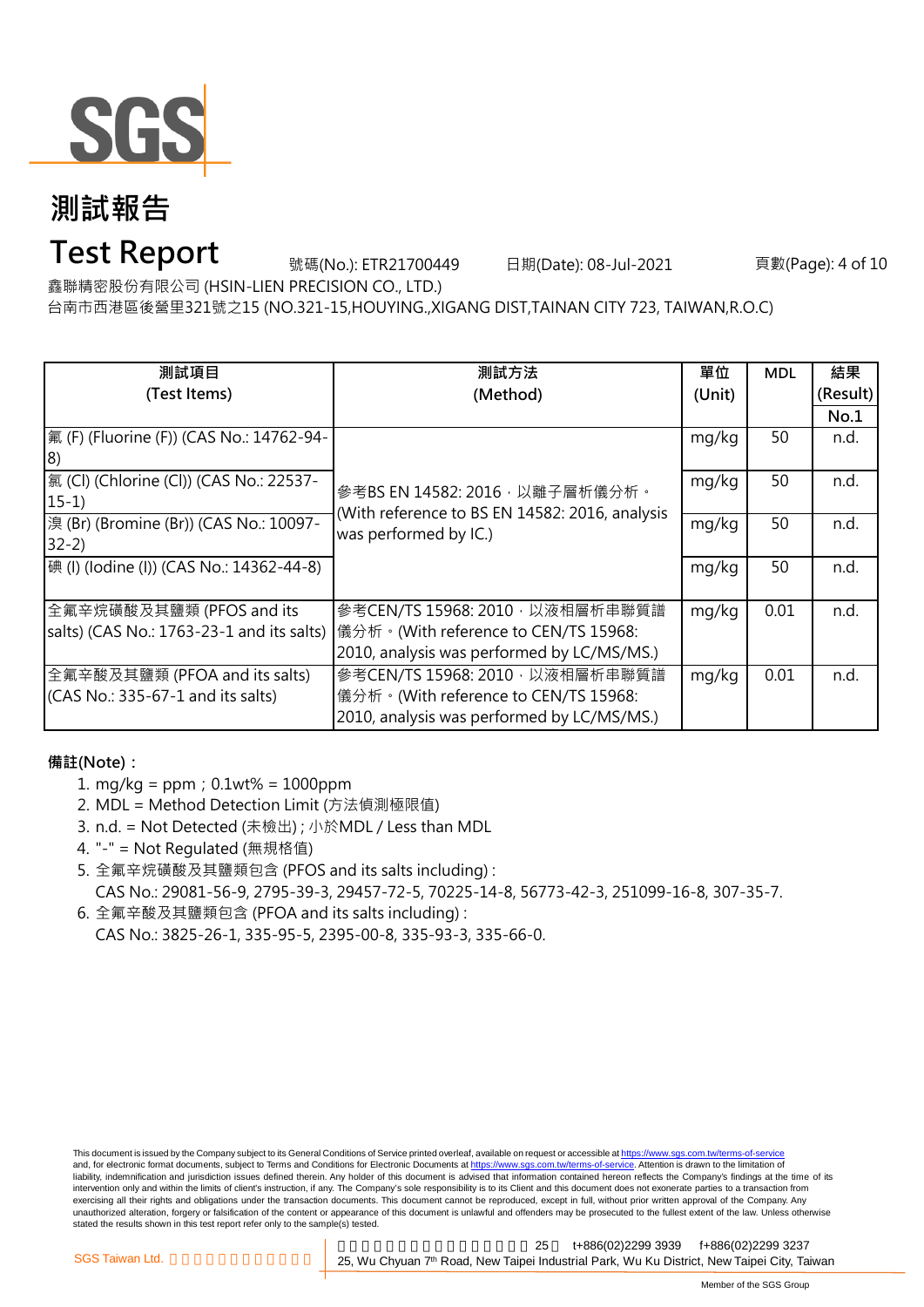# 測試報告

# Test Report

號碼(No.): ETR21700449 日期(Date): 08-Jul-2021

鑫聯精密股份有限公司 (HSIN-LIEN PRECISION CO., LTD.)

台南市西港區後營里321號之15 (NO.321-15,HOUYING.,XIGANG DIST,TAINAN CITY 723, TAIWAN,R.O.C)

| 測試項目 (Test Items) | 測試方法 (Method) | 單位 (Unit) | MDL | 結果 (Result) No.1 |
|---|---|---|---|---|
| 氟 (F) (Fluorine (F)) (CAS No.: 14762-94-8) | 參考BS EN 14582: 2016，以離子層析儀分析。(With reference to BS EN 14582: 2016, analysis was performed by IC.) | mg/kg | 50 | n.d. |
| 氯 (Cl) (Chlorine (Cl)) (CAS No.: 22537-15-1) | | mg/kg | 50 | n.d. |
| 溴 (Br) (Bromine (Br)) (CAS No.: 10097-32-2) | | mg/kg | 50 | n.d. |
| 碘 (I) (Iodine (I)) (CAS No.: 14362-44-8) | | mg/kg | 50 | n.d. |
| 全氟辛烷磺酸及其鹽類 (PFOS and its salts) (CAS No.: 1763-23-1 and its salts) | 參考CEN/TS 15968: 2010，以液相層析串聯質譜儀分析。(With reference to CEN/TS 15968: 2010, analysis was performed by LC/MS/MS.) | mg/kg | 0.01 | n.d. |
| 全氟辛酸及其鹽類 (PFOA and its salts) (CAS No.: 335-67-1 and its salts) | 參考CEN/TS 15968: 2010，以液相層析串聯質譜儀分析。(With reference to CEN/TS 15968: 2010, analysis was performed by LC/MS/MS.) | mg/kg | 0.01 | n.d. |

**備註(Note)：**

1. mg/kg = ppm；0.1wt% = 1000ppm
2. MDL = Method Detection Limit (方法偵測極限值)
3. n.d. = Not Detected (未檢出) ; 小於MDL / Less than MDL
4. "-" = Not Regulated (無規格值)
5. 全氟辛烷磺酸及其鹽類包含 (PFOS and its salts including) :
   CAS No.: 29081-56-9, 2795-39-3, 29457-72-5, 70225-14-8, 56773-42-3, 251099-16-8, 307-35-7.
6. 全氟辛酸及其鹽類包含 (PFOA and its salts including) :
   CAS No.: 3825-26-1, 335-95-5, 2395-00-8, 335-93-3, 335-66-0.

This document is issued by the Company subject to its General Conditions of Service printed overleaf, available on request or accessible at https://www.sgs.com.tw/terms-of-service and, for electronic format documents, subject to Terms and Conditions for Electronic Documents at https://www.sgs.com.tw/terms-of-service. Attention is drawn to the limitation of liability, indemnification and jurisdiction issues defined therein. Any holder of this document is advised that information contained hereon reflects the Company's findings at the time of its intervention only and within the limits of client's instruction, if any. The Company's sole responsibility is to its Client and this document does not exonerate parties to a transaction from exercising all their rights and obligations under the transaction documents. This document cannot be reproduced, except in full, without prior written approval of the Company. Any unauthorized alteration, forgery or falsification of the content or appearance of this document is unlawful and offenders may be prosecuted to the fullest extent of the law. Unless otherwise stated the results shown in this test report refer only to the sample(s) tested.

SGS Taiwan Ltd. 25 t+886(02)2299 3939 f+886(02)2299 3237
25, Wu Chyuan 7th Road, New Taipei Industrial Park, Wu Ku District, New Taipei City, Taiwan

Member of the SGS Group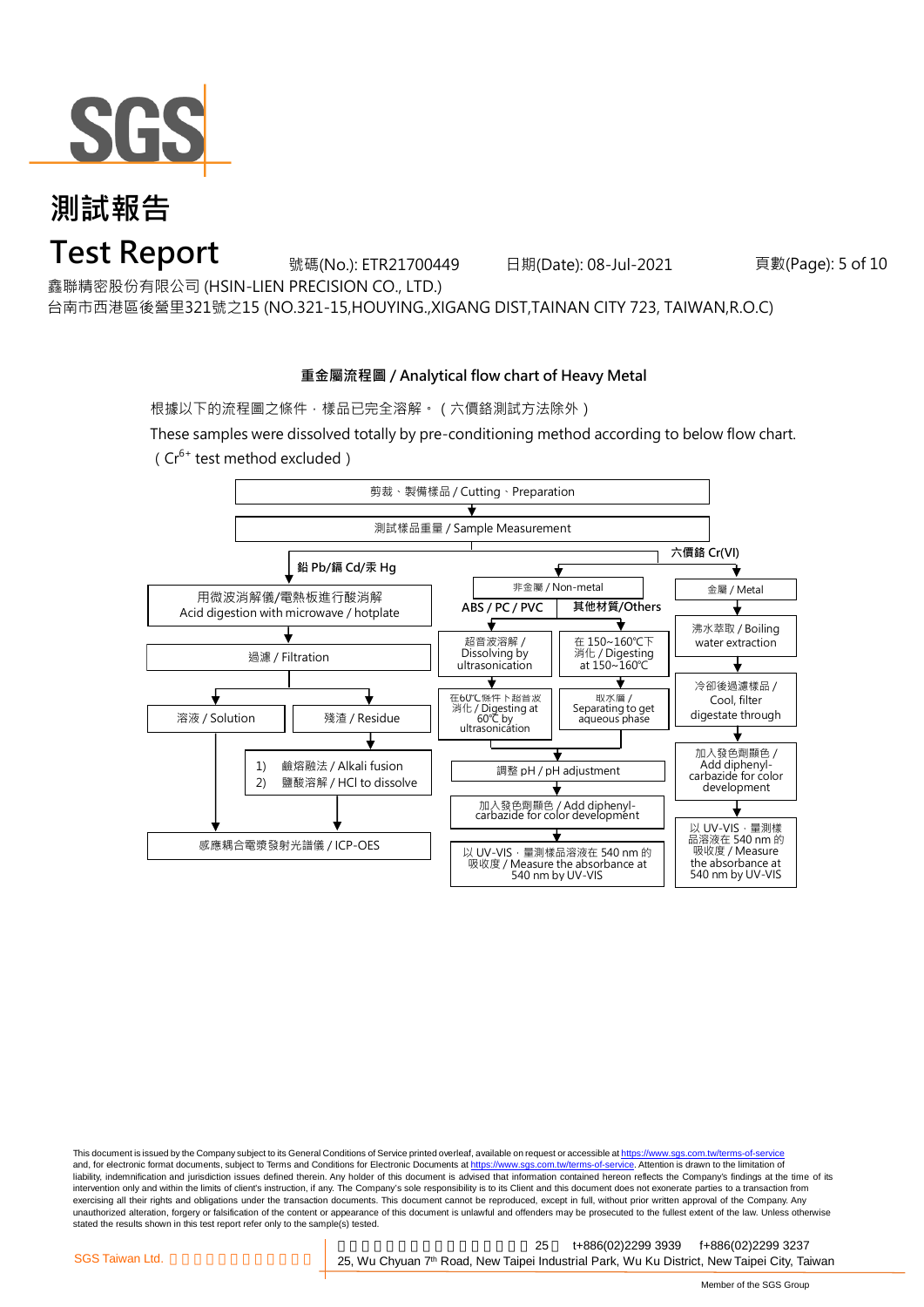# 測試報告
# Test Report

號碼(No.): ETR21700449　　日期(Date): 08-Jul-2021

鑫聯精密股份有限公司 (HSIN-LIEN PRECISION CO., LTD.)

台南市西港區後營里321號之15 (NO.321-15,HOUYING.,XIGANG DIST,TAINAN CITY 723, TAIWAN,R.O.C)

## 重金屬流程圖 / Analytical flow chart of Heavy Metal

根據以下的流程圖之條件，樣品已完全溶解。（六價鉻測試方法除外）

These samples were dissolved totally by pre-conditioning method according to below flow chart.
（$Cr^{6+}$ test method excluded）

剪裁、製備樣品 / Cutting、Preparation
↓
測試樣品重量 / Sample Measurement

**鉛 Pb/鎘 Cd/汞 Hg**

- 用微波消解儀/電熱板進行酸消解 / Acid digestion with microwave / hotplate
- ↓ 過濾 / Filtration
- ↓ 溶液 / Solution → 感應耦合電漿發射光譜儀 / ICP-OES
- ↓ 殘渣 / Residue → 1) 鹼熔融法 / Alkali fusion 2) 鹽酸溶解 / HCl to dissolve → 感應耦合電漿發射光譜儀 / ICP-OES

**六價鉻 Cr(VI)**

非金屬 / Non-metal

- **ABS / PC / PVC**: 超音波溶解 / Dissolving by ultrasonication → 在60℃條件下超音波消化 / Digesting at 60℃ by ultrasonication
- **其他材質/Others**: 在 150~160℃下消化 / Digesting at 150~160℃ → 取水層 / Separating to get aqueous phase
- → 調整 pH / pH adjustment → 加入發色劑顯色 / Add diphenyl-carbazide for color development → 以 UV-VIS，量測樣品溶液在 540 nm 的吸收度 / Measure the absorbance at 540 nm by UV-VIS

金屬 / Metal

- 沸水萃取 / Boiling water extraction → 冷卻後過濾樣品 / Cool, filter digestate through → 加入發色劑顯色 / Add diphenyl-carbazide for color development → 以 UV-VIS，量測樣品溶液在 540 nm 的吸收度 / Measure the absorbance at 540 nm by UV-VIS

This document is issued by the Company subject to its General Conditions of Service printed overleaf, available on request or accessible at https://www.sgs.com.tw/terms-of-service and, for electronic format documents, subject to Terms and Conditions for Electronic Documents at https://www.sgs.com.tw/terms-of-service. Attention is drawn to the limitation of liability, indemnification and jurisdiction issues defined therein. Any holder of this document is advised that information contained hereon reflects the Company's findings at the time of its intervention only and within the limits of client's instruction, if any. The Company's sole responsibility is to its Client and this document does not exonerate parties to a transaction from exercising all their rights and obligations under the transaction documents. This document cannot be reproduced, except in full, without prior written approval of the Company. Any unauthorized alteration, forgery or falsification of the content or appearance of this document is unlawful and offenders may be prosecuted to the fullest extent of the law. Unless otherwise stated the results shown in this test report refer only to the sample(s) tested.

SGS Taiwan Ltd. 25, Wu Chyuan 7th Road, New Taipei Industrial Park, Wu Ku District, New Taipei City, Taiwan　t+886(02)2299 3939　f+886(02)2299 3237

Member of the SGS Group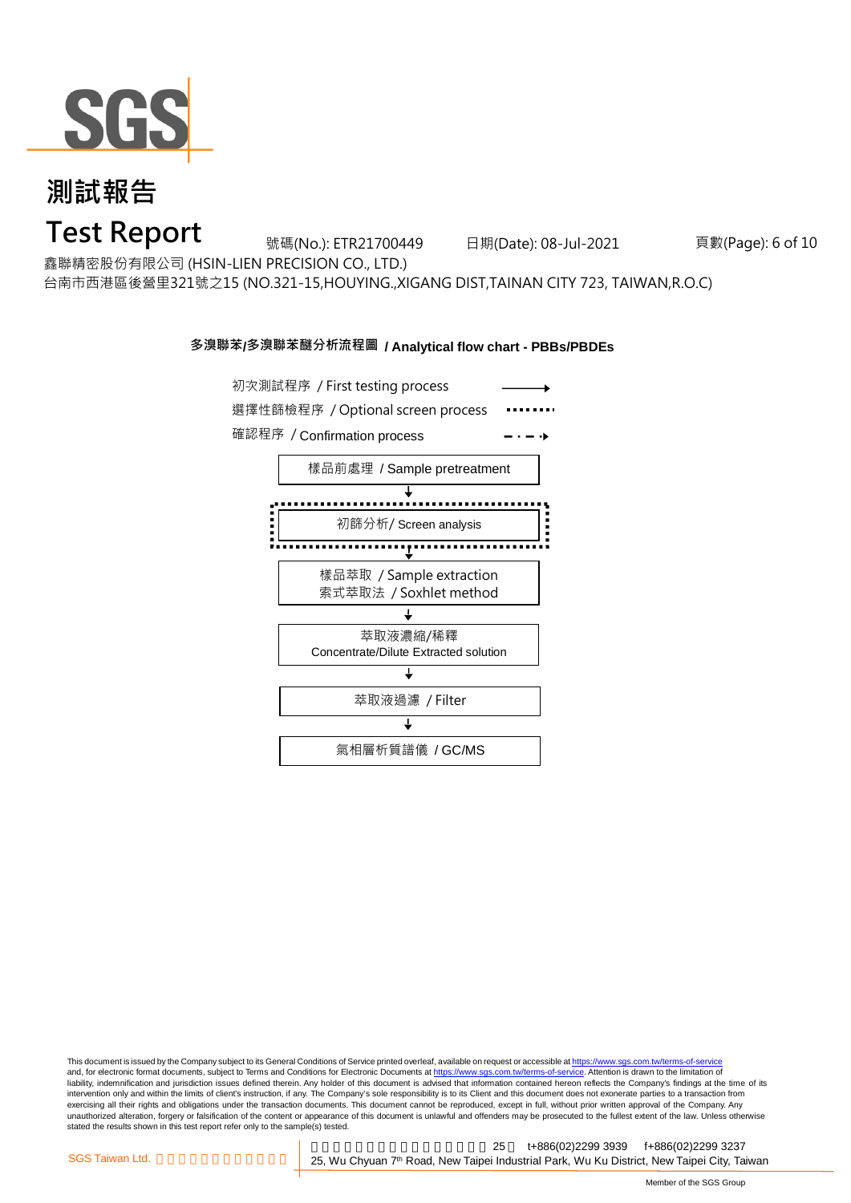# 測試報告

# Test Report

號碼(No.): ETR21700449　　日期(Date): 08-Jul-2021

鑫聯精密股份有限公司 (HSIN-LIEN PRECISION CO., LTD.)

台南市西港區後營里321號之15 (NO.321-15,HOUYING.,XIGANG DIST,TAINAN CITY 723, TAIWAN,R.O.C)

**多溴聯苯/多溴聯苯醚分析流程圖 / Analytical flow chart - PBBs/PBDEs**

初次測試程序 / First testing process ────▶

選擇性篩檢程序 / Optional screen process ▪▪▪▪▪▪▪▪

確認程序 / Confirmation process ─ · ─ ·▶

樣品前處理 / Sample pretreatment

↓

初篩分析/ Screen analysis

↓

樣品萃取 / Sample extraction
索式萃取法 / Soxhlet method

↓

萃取液濃縮/稀釋
Concentrate/Dilute Extracted solution

↓

萃取液過濾 / Filter

↓

氣相層析質譜儀 / GC/MS

This document is issued by the Company subject to its General Conditions of Service printed overleaf, available on request or accessible at https://www.sgs.com.tw/terms-of-service and, for electronic format documents, subject to Terms and Conditions for Electronic Documents at https://www.sgs.com.tw/terms-of-service. Attention is drawn to the limitation of liability, indemnification and jurisdiction issues defined therein. Any holder of this document is advised that information contained hereon reflects the Company's findings at the time of its intervention only and within the limits of client's instruction, if any. The Company's sole responsibility is to its Client and this document does not exonerate parties to a transaction from exercising all their rights and obligations under the transaction documents. This document cannot be reproduced, except in full, without prior written approval of the Company. Any unauthorized alteration, forgery or falsification of the content or appearance of this document is unlawful and offenders may be prosecuted to the fullest extent of the law. Unless otherwise stated the results shown in this test report refer only to the sample(s) tested.

SGS Taiwan Ltd.　25　t+886(02)2299 3939　f+886(02)2299 3237
25, Wu Chyuan 7th Road, New Taipei Industrial Park, Wu Ku District, New Taipei City, Taiwan

Member of the SGS Group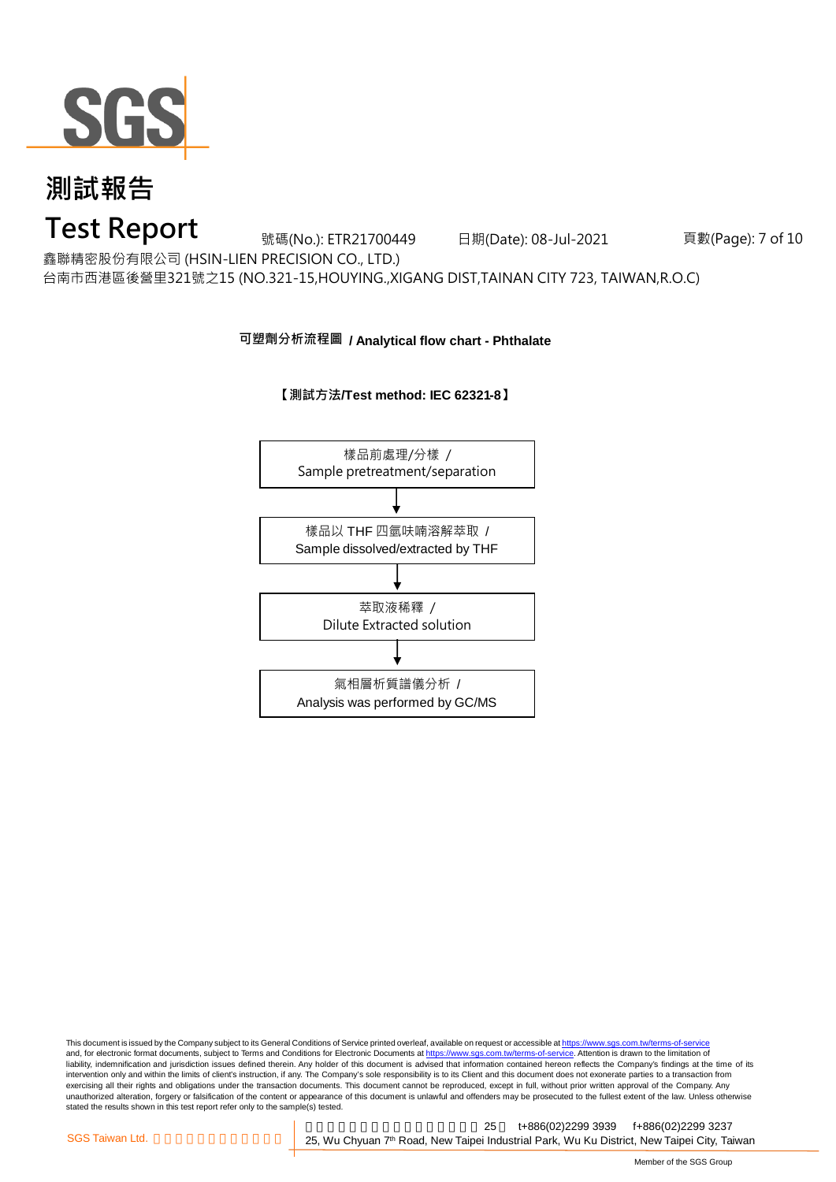# 測試報告

# Test Report

號碼(No.): ETR21700449　　日期(Date): 08-Jul-2021

鑫聯精密股份有限公司 (HSIN-LIEN PRECISION CO., LTD.)

台南市西港區後營里321號之15 (NO.321-15,HOUYING.,XIGANG DIST,TAINAN CITY 723, TAIWAN,R.O.C)

## 可塑劑分析流程圖 / Analytical flow chart - Phthalate

**【測試方法/Test method: IEC 62321-8】**

樣品前處理/分樣 /
Sample pretreatment/separation

↓

樣品以 THF 四氫呋喃溶解萃取 /
Sample dissolved/extracted by THF

↓

萃取液稀釋 /
Dilute Extracted solution

↓

氣相層析質譜儀分析 /
Analysis was performed by GC/MS

This document is issued by the Company subject to its General Conditions of Service printed overleaf, available on request or accessible at https://www.sgs.com.tw/terms-of-service and, for electronic format documents, subject to Terms and Conditions for Electronic Documents at https://www.sgs.com.tw/terms-of-service. Attention is drawn to the limitation of liability, indemnification and jurisdiction issues defined therein. Any holder of this document is advised that information contained hereon reflects the Company's findings at the time of its intervention only and within the limits of client's instruction, if any. The Company's sole responsibility is to its Client and this document does not exonerate parties to a transaction from exercising all their rights and obligations under the transaction documents. This document cannot be reproduced, except in full, without prior written approval of the Company. Any unauthorized alteration, forgery or falsification of the content or appearance of this document is unlawful and offenders may be prosecuted to the fullest extent of the law. Unless otherwise stated the results shown in this test report refer only to the sample(s) tested.

SGS Taiwan Ltd. 25 t+886(02)2299 3939 f+886(02)2299 3237
25, Wu Chyuan 7th Road, New Taipei Industrial Park, Wu Ku District, New Taipei City, Taiwan

Member of the SGS Group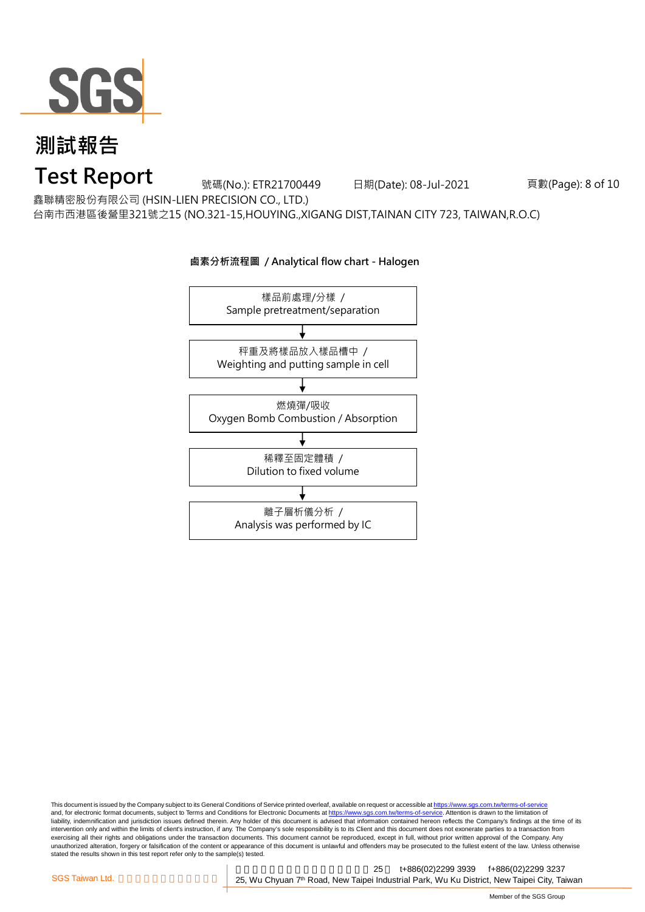# 測試報告

# Test Report

號碼(No.): ETR21700449　　日期(Date): 08-Jul-2021

鑫聯精密股份有限公司 (HSIN-LIEN PRECISION CO., LTD.)

台南市西港區後營里321號之15 (NO.321-15,HOUYING.,XIGANG DIST,TAINAN CITY 723, TAIWAN,R.O.C)

**鹵素分析流程圖 / Analytical flow chart - Halogen**

樣品前處理/分樣 /
Sample pretreatment/separation

↓

秤重及將樣品放入樣品槽中 /
Weighting and putting sample in cell

↓

燃燒彈/吸收
Oxygen Bomb Combustion / Absorption

↓

稀釋至固定體積 /
Dilution to fixed volume

↓

離子層析儀分析 /
Analysis was performed by IC

This document is issued by the Company subject to its General Conditions of Service printed overleaf, available on request or accessible at https://www.sgs.com.tw/terms-of-service and, for electronic format documents, subject to Terms and Conditions for Electronic Documents at https://www.sgs.com.tw/terms-of-service. Attention is drawn to the limitation of liability, indemnification and jurisdiction issues defined therein. Any holder of this document is advised that information contained hereon reflects the Company's findings at the time of its intervention only and within the limits of client's instruction, if any. The Company's sole responsibility is to its Client and this document does not exonerate parties to a transaction from exercising all their rights and obligations under the transaction documents. This document cannot be reproduced, except in full, without prior written approval of the Company. Any unauthorized alteration, forgery or falsification of the content or appearance of this document is unlawful and offenders may be prosecuted to the fullest extent of the law. Unless otherwise stated the results shown in this test report refer only to the sample(s) tested.

SGS Taiwan Ltd. | 25 t+886(02)2299 3939 f+886(02)2299 3237
25, Wu Chyuan 7th Road, New Taipei Industrial Park, Wu Ku District, New Taipei City, Taiwan

Member of the SGS Group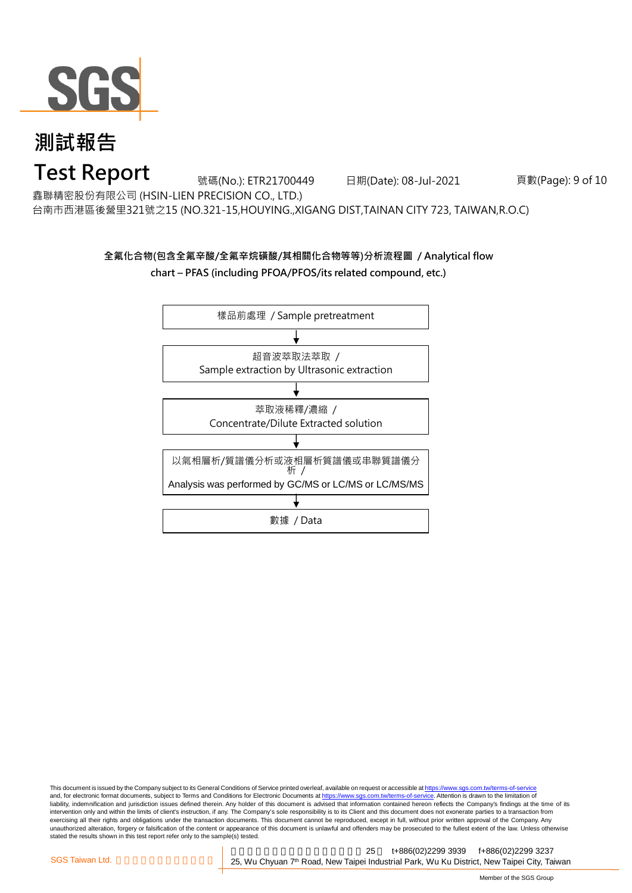# 測試報告

# Test Report

號碼(No.): ETR21700449 日期(Date): 08-Jul-2021

鑫聯精密股份有限公司 (HSIN-LIEN PRECISION CO., LTD.)

台南市西港區後營里321號之15 (NO.321-15,HOUYING.,XIGANG DIST,TAINAN CITY 723, TAIWAN,R.O.C)

**全氟化合物(包含全氟辛酸/全氟辛烷磺酸/其相關化合物等等)分析流程圖 / Analytical flow chart – PFAS (including PFOA/PFOS/its related compound, etc.)**

樣品前處理 / Sample pretreatment

↓

超音波萃取法萃取 / Sample extraction by Ultrasonic extraction

↓

萃取液稀釋/濃縮 / Concentrate/Dilute Extracted solution

↓

以氣相層析/質譜儀分析或液相層析質譜儀或串聯質譜儀分析 / Analysis was performed by GC/MS or LC/MS or LC/MS/MS

↓

數據 / Data

This document is issued by the Company subject to its General Conditions of Service printed overleaf, available on request or accessible at https://www.sgs.com.tw/terms-of-service and, for electronic format documents, subject to Terms and Conditions for Electronic Documents at https://www.sgs.com.tw/terms-of-service. Attention is drawn to the limitation of liability, indemnification and jurisdiction issues defined therein. Any holder of this document is advised that information contained hereon reflects the Company's findings at the time of its intervention only and within the limits of client's instruction, if any. The Company's sole responsibility is to its Client and this document does not exonerate parties to a transaction from exercising all their rights and obligations under the transaction documents. This document cannot be reproduced, except in full, without prior written approval of the Company. Any unauthorized alteration, forgery or falsification of the content or appearance of this document is unlawful and offenders may be prosecuted to the fullest extent of the law. Unless otherwise stated the results shown in this test report refer only to the sample(s) tested.

SGS Taiwan Ltd. 25 t+886(02)2299 3939 f+886(02)2299 3237 25, Wu Chyuan 7th Road, New Taipei Industrial Park, Wu Ku District, New Taipei City, Taiwan

Member of the SGS Group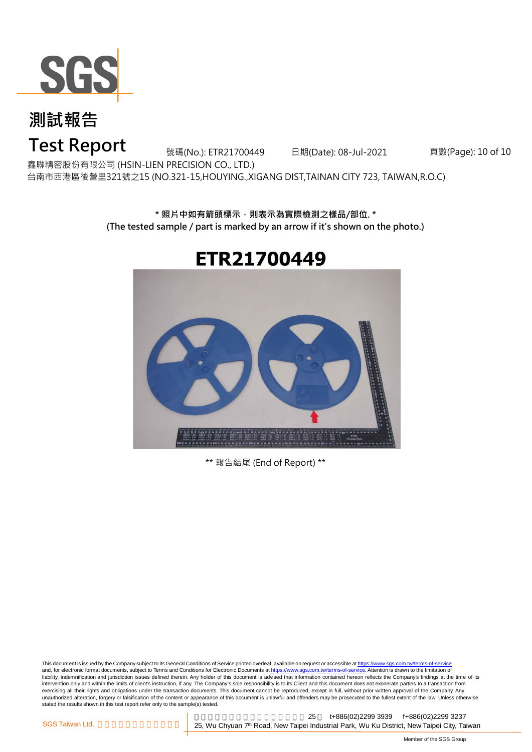# 測試報告

# Test Report

號碼(No.): ETR21700449　日期(Date): 08-Jul-2021

鑫聯精密股份有限公司 (HSIN-LIEN PRECISION CO., LTD.)

台南市西港區後營里321號之15 (NO.321-15,HOUYING.,XIGANG DIST,TAINAN CITY 723, TAIWAN,R.O.C)

**\* 照片中如有箭頭標示，則表示為實際檢測之樣品/部位. \***

**(The tested sample / part is marked by an arrow if it's shown on the photo.)**

**ETR21700449**

\*\* 報告結尾 (End of Report) \*\*

This document is issued by the Company subject to its General Conditions of Service printed overleaf, available on request or accessible at https://www.sgs.com.tw/terms-of-service and, for electronic format documents, subject to Terms and Conditions for Electronic Documents at https://www.sgs.com.tw/terms-of-service. Attention is drawn to the limitation of liability, indemnification and jurisdiction issues defined therein. Any holder of this document is advised that information contained hereon reflects the Company's findings at the time of its intervention only and within the limits of client's instruction, if any. The Company's sole responsibility is to its Client and this document does not exonerate parties to a transaction from exercising all their rights and obligations under the transaction documents. This document cannot be reproduced, except in full, without prior written approval of the Company. Any unauthorized alteration, forgery or falsification of the content or appearance of this document is unlawful and offenders may be prosecuted to the fullest extent of the law. Unless otherwise stated the results shown in this test report refer only to the sample(s) tested.

SGS Taiwan Ltd. 　25　t+886(02)2299 3939　f+886(02)2299 3237

25, Wu Chyuan 7th Road, New Taipei Industrial Park, Wu Ku District, New Taipei City, Taiwan

Member of the SGS Group